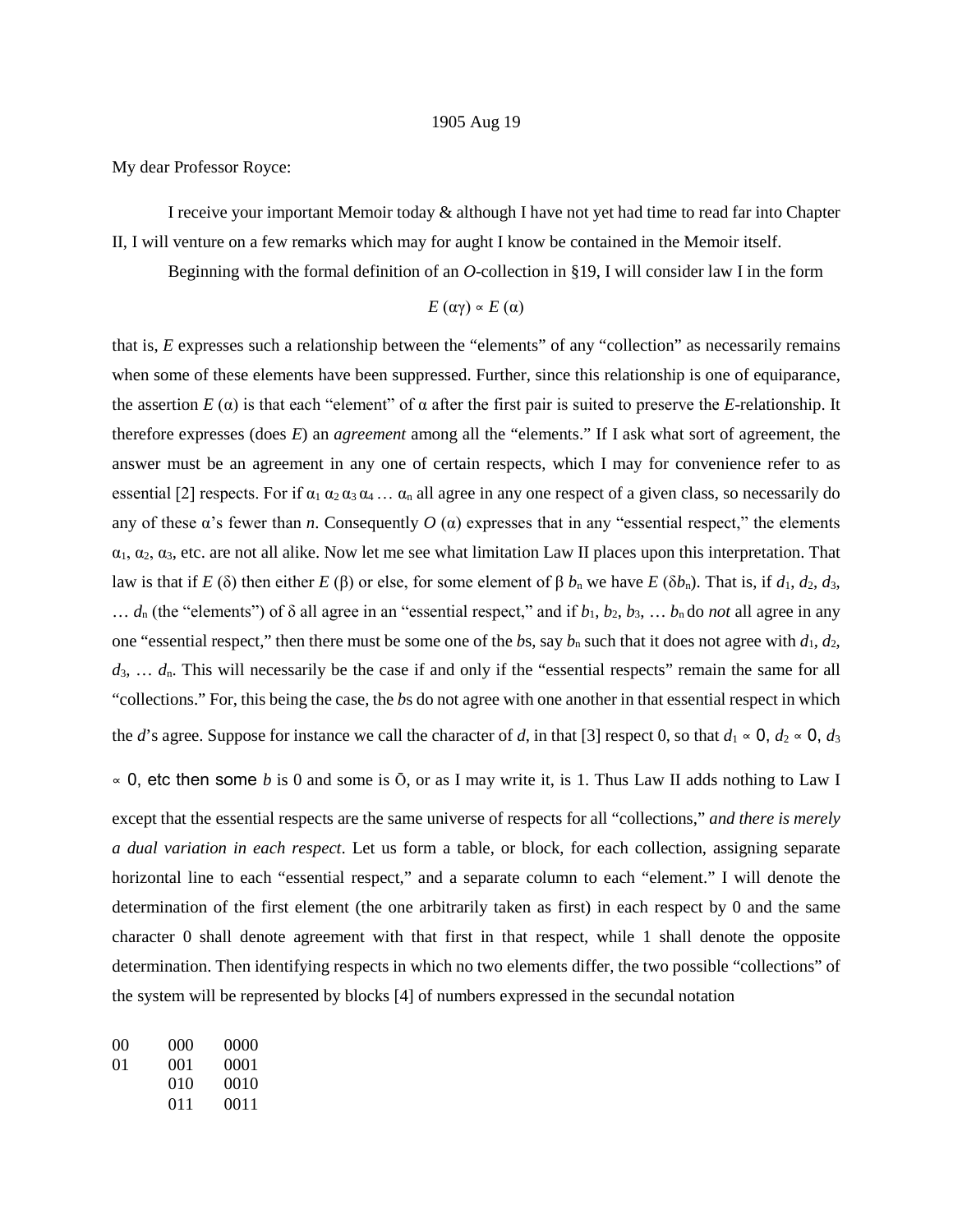1905 Aug 19

My dear Professor Royce:

I receive your important Memoir today & although I have not yet had time to read far into Chapter II, I will venture on a few remarks which may for aught I know be contained in the Memoir itself.

Beginning with the formal definition of an *O*-collection in §19, I will consider law I in the form

$$E\,(\alpha\gamma) \propto E\,(\alpha)$$

that is, *E* expresses such a relationship between the "elements" of any "collection" as necessarily remains when some of these elements have been suppressed. Further, since this relationship is one of equiparance, the assertion $E\,(\alpha)$ is that each "element" of α after the first pair is suited to preserve the *E*-relationship. It therefore expresses (does *E*) an *agreement* among all the "elements." If I ask what sort of agreement, the answer must be an agreement in any one of certain respects, which I may for convenience refer to as essential [2] respects. For if $\alpha_1\,\alpha_2\,\alpha_3\,\alpha_4 \ldots \alpha_n$ all agree in any one respect of a given class, so necessarily do any of these α's fewer than *n*. Consequently $O\,(\alpha)$ expresses that in any "essential respect," the elements $\alpha_1$, $\alpha_2$, $\alpha_3$, etc. are not all alike. Now let me see what limitation Law II places upon this interpretation. That law is that if $E\,(\delta)$ then either $E\,(\beta)$ or else, for some element of β $b_n$ we have $E\,(\delta b_n)$. That is, if $d_1$, $d_2$, $d_3$, … $d_n$ (the "elements") of δ all agree in an "essential respect," and if $b_1$, $b_2$, $b_3$, … $b_n$ do *not* all agree in any one "essential respect," then there must be some one of the *b*s, say $b_n$ such that it does not agree with $d_1$, $d_2$, $d_3$, … $d_n$. This will necessarily be the case if and only if the "essential respects" remain the same for all "collections." For, this being the case, the *b*s do not agree with one another in that essential respect in which the *d*'s agree. Suppose for instance we call the character of *d*, in that [3] respect 0, so that $d_1 \propto 0$, $d_2 \propto 0$, $d_3 \propto 0$, etc then some *b* is 0 and some is $\bar{0}$, or as I may write it, is 1. Thus Law II adds nothing to Law I except that the essential respects are the same universe of respects for all "collections," *and there is merely a dual variation in each respect*. Let us form a table, or block, for each collection, assigning separate horizontal line to each "essential respect," and a separate column to each "element." I will denote the determination of the first element (the one arbitrarily taken as first) in each respect by 0 and the same character 0 shall denote agreement with that first in that respect, while 1 shall denote the opposite determination. Then identifying respects in which no two elements differ, the two possible "collections" of the system will be represented by blocks [4] of numbers expressed in the secundal notation

```
00    000    0000
01    001    0001
      010    0010
      011    0011
```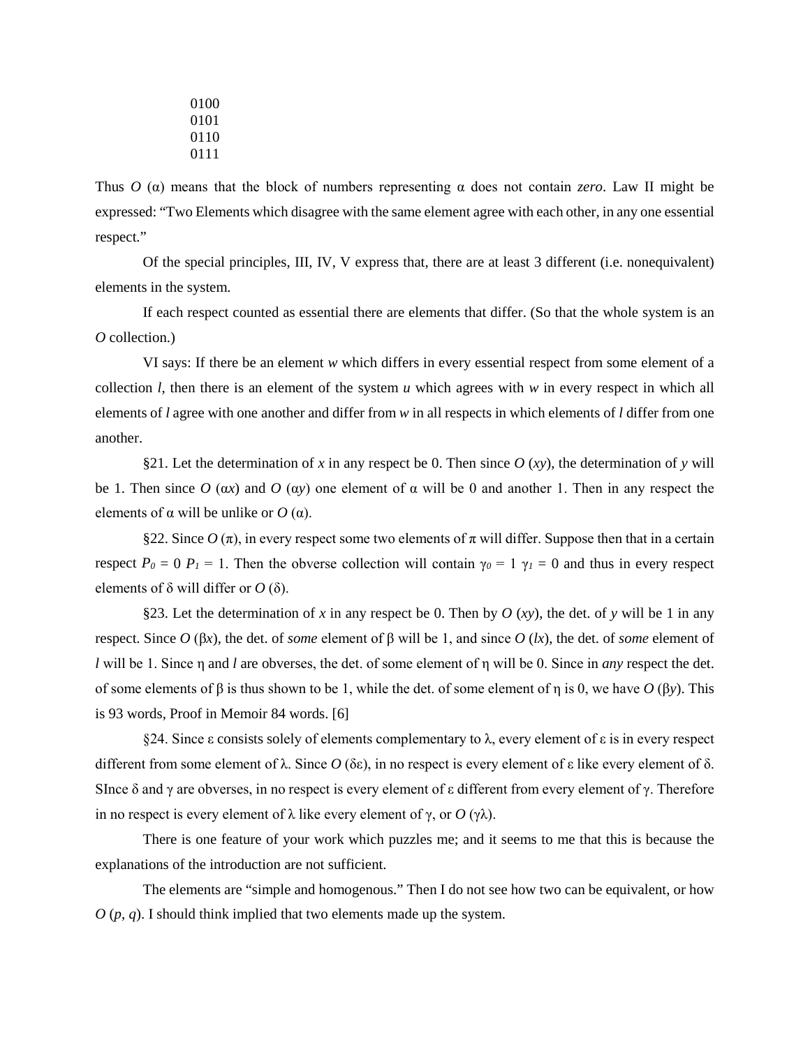0100
0101
0110
0111

Thus $O$ (α) means that the block of numbers representing α does not contain *zero*. Law II might be expressed: "Two Elements which disagree with the same element agree with each other, in any one essential respect."

Of the special principles, III, IV, V express that, there are at least 3 different (i.e. nonequivalent) elements in the system.

If each respect counted as essential there are elements that differ. (So that the whole system is an $O$ collection.)

VI says: If there be an element $w$ which differs in every essential respect from some element of a collection $l$, then there is an element of the system $u$ which agrees with $w$ in every respect in which all elements of $l$ agree with one another and differ from $w$ in all respects in which elements of $l$ differ from one another.

§21. Let the determination of $x$ in any respect be 0. Then since $O$ ($xy$), the determination of $y$ will be 1. Then since $O$ (α$x$) and $O$ (α$y$) one element of α will be 0 and another 1. Then in any respect the elements of α will be unlike or $O$ (α).

§22. Since $O$ (π), in every respect some two elements of π will differ. Suppose then that in a certain respect $P_0$ = 0 $P_1$ = 1. Then the obverse collection will contain $\gamma_0$ = 1 $\gamma_1$ = 0 and thus in every respect elements of δ will differ or $O$ (δ).

§23. Let the determination of $x$ in any respect be 0. Then by $O$ ($xy$), the det. of $y$ will be 1 in any respect. Since $O$ (β$x$), the det. of *some* element of β will be 1, and since $O$ ($lx$), the det. of *some* element of $l$ will be 1. Since η and $l$ are obverses, the det. of some element of η will be 0. Since in *any* respect the det. of some elements of β is thus shown to be 1, while the det. of some element of η is 0, we have $O$ (β$y$). This is 93 words, Proof in Memoir 84 words. [6]

§24. Since ε consists solely of elements complementary to λ, every element of ε is in every respect different from some element of λ. Since $O$ (δε), in no respect is every element of ε like every element of δ. SInce δ and γ are obverses, in no respect is every element of ε different from every element of γ. Therefore in no respect is every element of λ like every element of γ, or $O$ (γλ).

There is one feature of your work which puzzles me; and it seems to me that this is because the explanations of the introduction are not sufficient.

The elements are "simple and homogenous." Then I do not see how two can be equivalent, or how $O$ ($p$, $q$). I should think implied that two elements made up the system.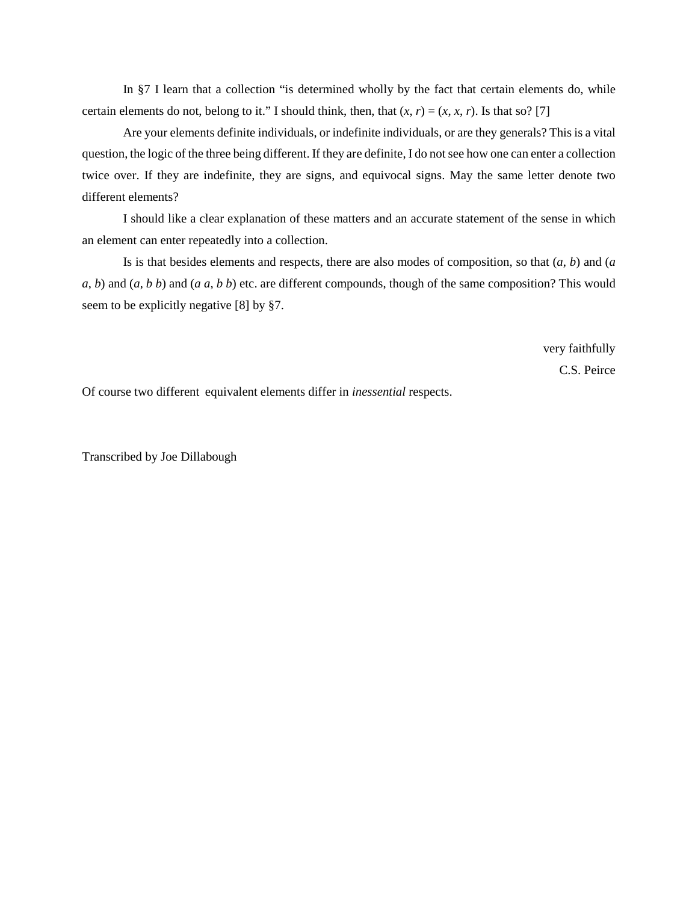In §7 I learn that a collection "is determined wholly by the fact that certain elements do, while certain elements do not, belong to it." I should think, then, that $(x, r) = (x, x, r)$. Is that so? [7]

Are your elements definite individuals, or indefinite individuals, or are they generals? This is a vital question, the logic of the three being different. If they are definite, I do not see how one can enter a collection twice over. If they are indefinite, they are signs, and equivocal signs. May the same letter denote two different elements?

I should like a clear explanation of these matters and an accurate statement of the sense in which an element can enter repeatedly into a collection.

Is is that besides elements and respects, there are also modes of composition, so that $(a, b)$ and $(a\ a, b)$ and $(a, b\ b)$ and $(a\ a, b\ b)$ etc. are different compounds, though of the same composition? This would seem to be explicitly negative [8] by §7.

very faithfully

C.S. Peirce

Of course two different equivalent elements differ in *inessential* respects.

Transcribed by Joe Dillabough